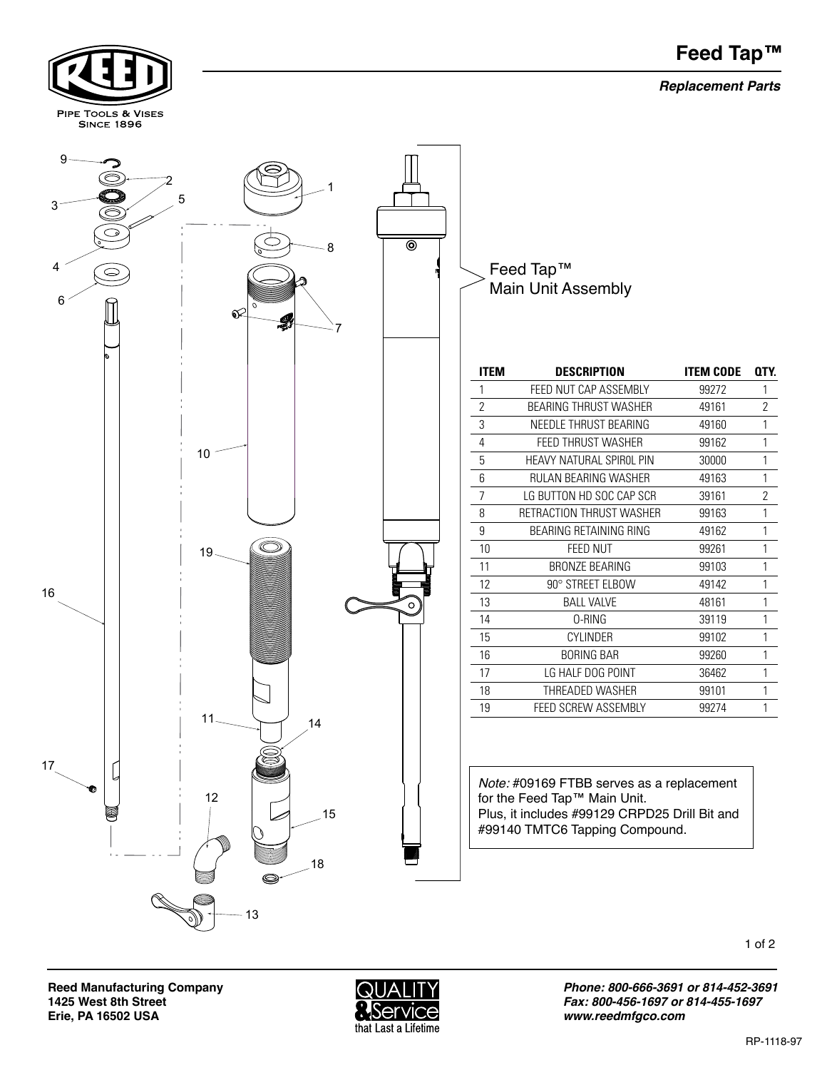# Feed Tap™

***Replacement Parts***

Pipe Tools & Vises
Since 1896

Feed Tap™
Main Unit Assembly

| ITEM | DESCRIPTION | ITEM CODE | QTY. |
|---|---|---|---|
| 1 | FEED NUT CAP ASSEMBLY | 99272 | 1 |
| 2 | BEARING THRUST WASHER | 49161 | 2 |
| 3 | NEEDLE THRUST BEARING | 49160 | 1 |
| 4 | FEED THRUST WASHER | 99162 | 1 |
| 5 | HEAVY NATURAL SPIROL PIN | 30000 | 1 |
| 6 | RULAN BEARING WASHER | 49163 | 1 |
| 7 | LG BUTTON HD SOC CAP SCR | 39161 | 2 |
| 8 | RETRACTION THRUST WASHER | 99163 | 1 |
| 9 | BEARING RETAINING RING | 49162 | 1 |
| 10 | FEED NUT | 99261 | 1 |
| 11 | BRONZE BEARING | 99103 | 1 |
| 12 | 90° STREET ELBOW | 49142 | 1 |
| 13 | BALL VALVE | 48161 | 1 |
| 14 | O-RING | 39119 | 1 |
| 15 | CYLINDER | 99102 | 1 |
| 16 | BORING BAR | 99260 | 1 |
| 17 | LG HALF DOG POINT | 36462 | 1 |
| 18 | THREADED WASHER | 99101 | 1 |
| 19 | FEED SCREW ASSEMBLY | 99274 | 1 |

*Note:* #09169 FTBB serves as a replacement for the Feed Tap™ Main Unit.
Plus, it includes #99129 CRPD25 Drill Bit and #99140 TMTC6 Tapping Compound.

**Reed Manufacturing Company**
**1425 West 8th Street**
**Erie, PA 16502 USA**

QUALITY & Service that Last a Lifetime

***Phone: 800-666-3691 or 814-452-3691***
***Fax: 800-456-1697 or 814-455-1697***
***www.reedmfgco.com***

RP-1118-97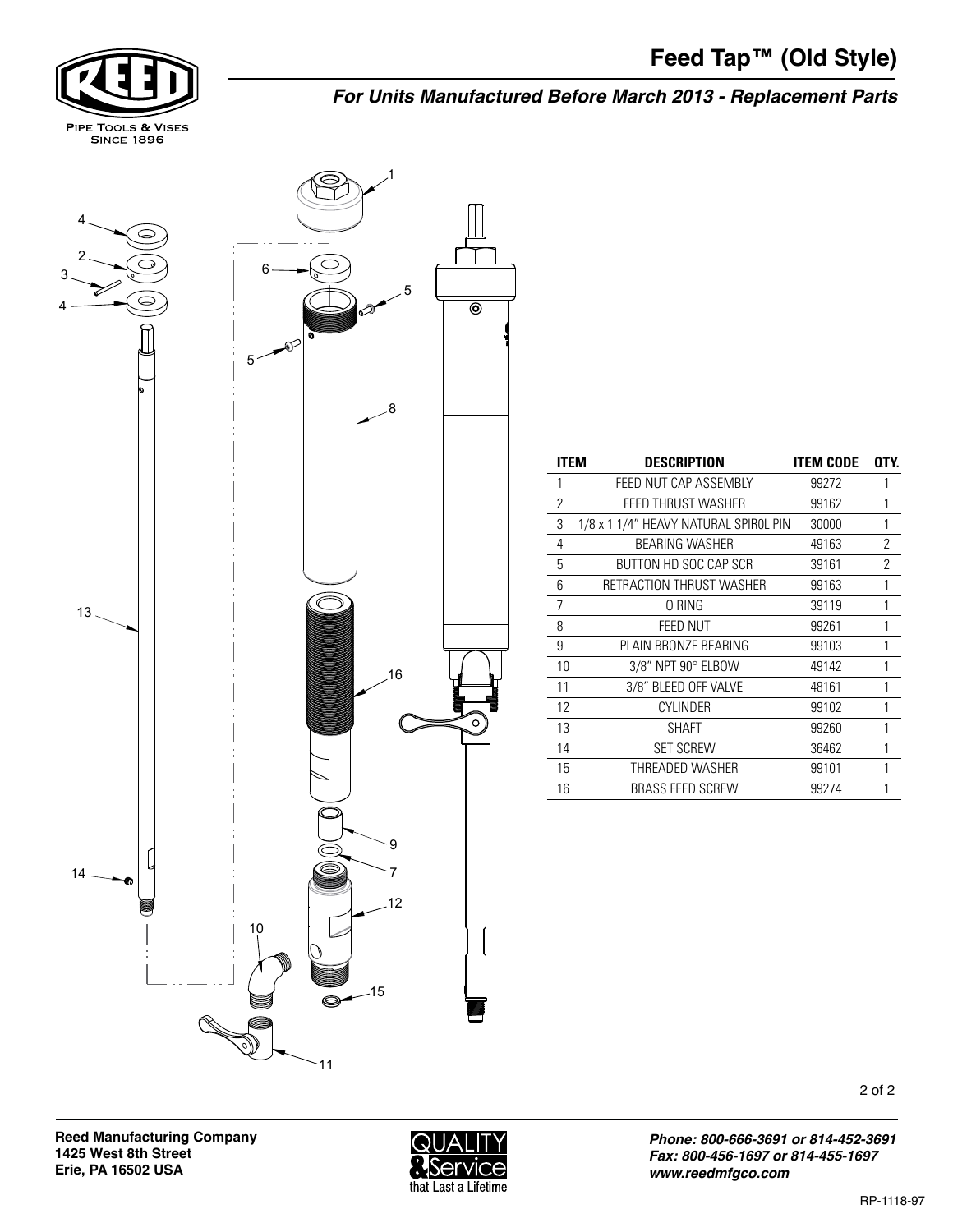# Feed Tap™ (Old Style)

## *For Units Manufactured Before March 2013 - Replacement Parts*

| ITEM | DESCRIPTION | ITEM CODE | QTY. |
|---|---|---|---|
| 1 | FEED NUT CAP ASSEMBLY | 99272 | 1 |
| 2 | FEED THRUST WASHER | 99162 | 1 |
| 3 | 1/8 x 1 1/4" HEAVY NATURAL SPIROL PIN | 30000 | 1 |
| 4 | BEARING WASHER | 49163 | 2 |
| 5 | BUTTON HD SOC CAP SCR | 39161 | 2 |
| 6 | RETRACTION THRUST WASHER | 99163 | 1 |
| 7 | O RING | 39119 | 1 |
| 8 | FEED NUT | 99261 | 1 |
| 9 | PLAIN BRONZE BEARING | 99103 | 1 |
| 10 | 3/8" NPT 90° ELBOW | 49142 | 1 |
| 11 | 3/8" BLEED OFF VALVE | 48161 | 1 |
| 12 | CYLINDER | 99102 | 1 |
| 13 | SHAFT | 99260 | 1 |
| 14 | SET SCREW | 36462 | 1 |
| 15 | THREADED WASHER | 99101 | 1 |
| 16 | BRASS FEED SCREW | 99274 | 1 |

**Reed Manufacturing Company**
**1425 West 8th Street**
**Erie, PA 16502 USA**

QUALITY & Service that Last a Lifetime

***Phone: 800-666-3691 or 814-452-3691***
***Fax: 800-456-1697 or 814-455-1697***
***www.reedmfgco.com***

RP-1118-97